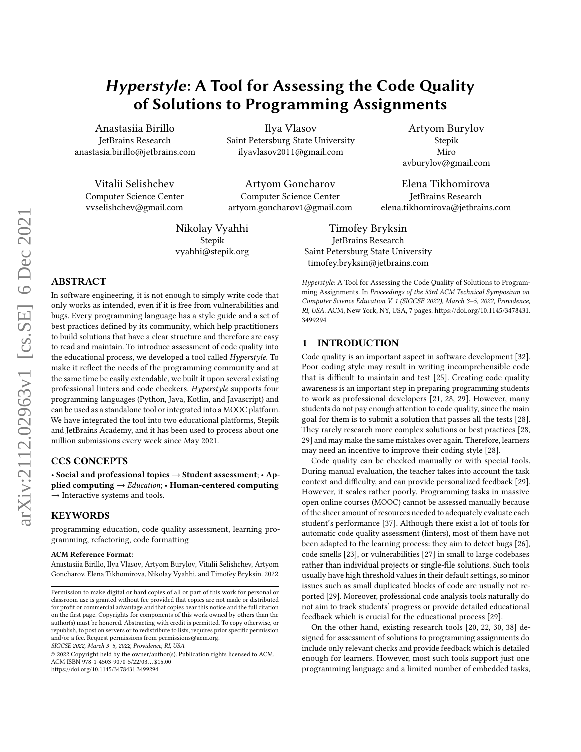# *Hyperstyle*: A Tool for Assessing the Code Quality of Solutions to Programming Assignments

Anastasiia Birillo
JetBrains Research
anastasia.birillo@jetbrains.com

Ilya Vlasov
Saint Petersburg State University
ilyavlasov2011@gmail.com

Artyom Burylov
Stepik
Miro
avburylov@gmail.com

Vitalii Selishchev
Computer Science Center
vvselishchev@gmail.com

Artyom Goncharov
Computer Science Center
artyom.goncharov1@gmail.com

Elena Tikhomirova
JetBrains Research
elena.tikhomirova@jetbrains.com

Nikolay Vyahhi
Stepik
vyahhi@stepik.org

Timofey Bryksin
JetBrains Research
Saint Petersburg State University
timofey.bryksin@jetbrains.com

## ABSTRACT

In software engineering, it is not enough to simply write code that only works as intended, even if it is free from vulnerabilities and bugs. Every programming language has a style guide and a set of best practices defined by its community, which help practitioners to build solutions that have a clear structure and therefore are easy to read and maintain. To introduce assessment of code quality into the educational process, we developed a tool called *Hyperstyle*. To make it reflect the needs of the programming community and at the same time be easily extendable, we built it upon several existing professional linters and code checkers. *Hyperstyle* supports four programming languages (Python, Java, Kotlin, and Javascript) and can be used as a standalone tool or integrated into a MOOC platform. We have integrated the tool into two educational platforms, Stepik and JetBrains Academy, and it has been used to process about one million submissions every week since May 2021.

## CCS CONCEPTS

• **Social and professional topics** → **Student assessment**; • **Applied computing** → *Education*; • **Human-centered computing** → Interactive systems and tools.

## KEYWORDS

programming education, code quality assessment, learning programming, refactoring, code formatting

**ACM Reference Format:**
Anastasiia Birillo, Ilya Vlasov, Artyom Burylov, Vitalii Selishchev, Artyom Goncharov, Elena Tikhomirova, Nikolay Vyahhi, and Timofey Bryksin. 2022. *Hyperstyle*: A Tool for Assessing the Code Quality of Solutions to Programming Assignments. In *Proceedings of the 53rd ACM Technical Symposium on Computer Science Education V. 1 (SIGCSE 2022), March 3–5, 2022, Providence, RI, USA.* ACM, New York, NY, USA, 7 pages. https://doi.org/10.1145/3478431.3499294

Permission to make digital or hard copies of all or part of this work for personal or classroom use is granted without fee provided that copies are not made or distributed for profit or commercial advantage and that copies bear this notice and the full citation on the first page. Copyrights for components of this work owned by others than the author(s) must be honored. Abstracting with credit is permitted. To copy otherwise, or republish, to post on servers or to redistribute to lists, requires prior specific permission and/or a fee. Request permissions from permissions@acm.org.
*SIGCSE 2022, March 3–5, 2022, Providence, RI, USA*
© 2022 Copyright held by the owner/author(s). Publication rights licensed to ACM.
ACM ISBN 978-1-4503-9070-5/22/03…$15.00
https://doi.org/10.1145/3478431.3499294

## 1 INTRODUCTION

Code quality is an important aspect in software development [32]. Poor coding style may result in writing incomprehensible code that is difficult to maintain and test [25]. Creating code quality awareness is an important step in preparing programming students to work as professional developers [21, 28, 29]. However, many students do not pay enough attention to code quality, since the main goal for them is to submit a solution that passes all the tests [28]. They rarely research more complex solutions or best practices [28, 29] and may make the same mistakes over again. Therefore, learners may need an incentive to improve their coding style [28].

Code quality can be checked manually or with special tools. During manual evaluation, the teacher takes into account the task context and difficulty, and can provide personalized feedback [29]. However, it scales rather poorly. Programming tasks in massive open online courses (MOOC) cannot be assessed manually because of the sheer amount of resources needed to adequately evaluate each student's performance [37]. Although there exist a lot of tools for automatic code quality assessment (linters), most of them have not been adapted to the learning process: they aim to detect bugs [26], code smells [23], or vulnerabilities [27] in small to large codebases rather than individual projects or single-file solutions. Such tools usually have high threshold values in their default settings, so minor issues such as small duplicated blocks of code are usually not reported [29]. Moreover, professional code analysis tools naturally do not aim to track students' progress or provide detailed educational feedback which is crucial for the educational process [29].

On the other hand, existing research tools [20, 22, 30, 38] designed for assessment of solutions to programming assignments do include only relevant checks and provide feedback which is detailed enough for learners. However, most such tools support just one programming language and a limited number of embedded tasks,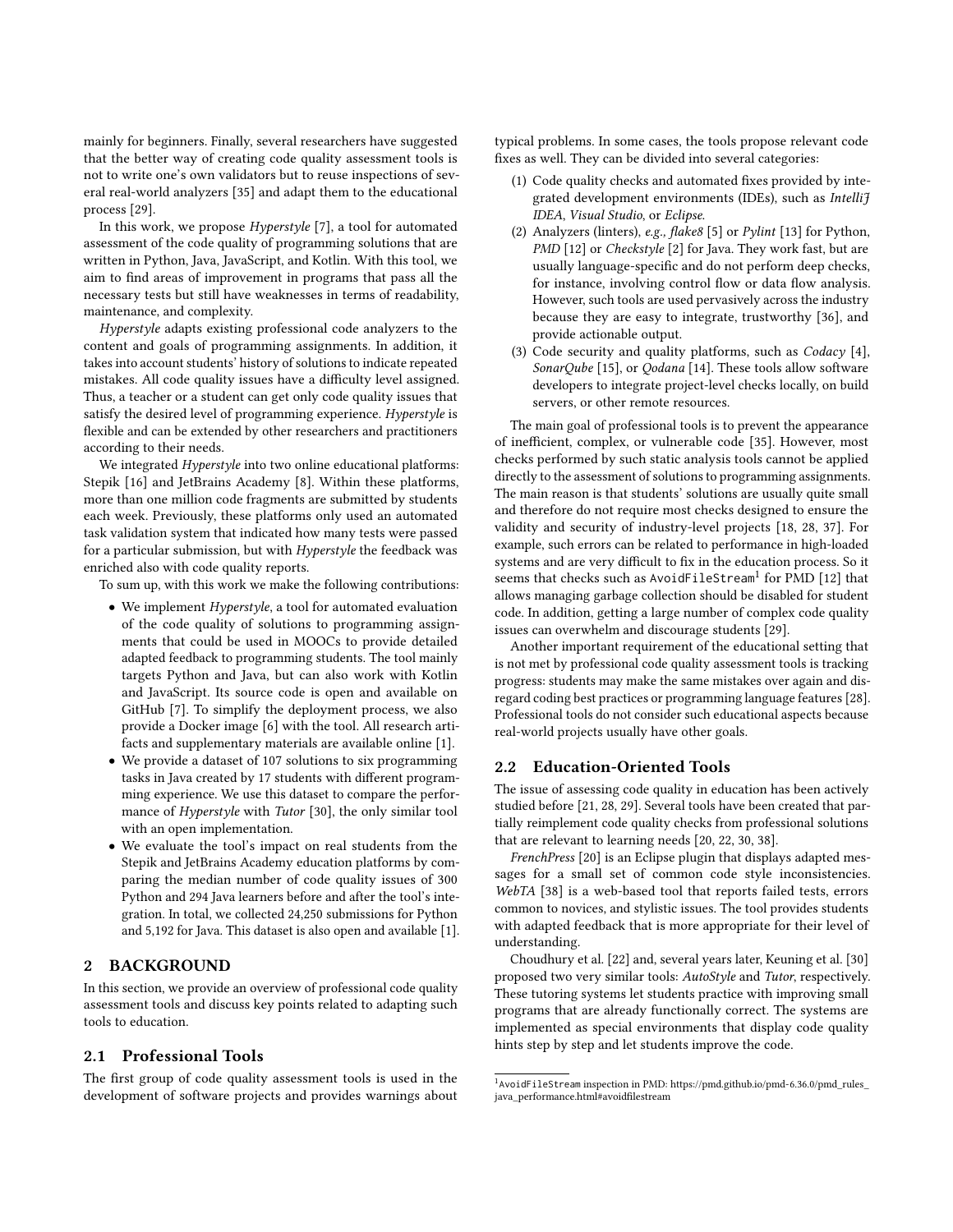mainly for beginners. Finally, several researchers have suggested that the better way of creating code quality assessment tools is not to write one's own validators but to reuse inspections of several real-world analyzers [35] and adapt them to the educational process [29].

In this work, we propose *Hyperstyle* [7], a tool for automated assessment of the code quality of programming solutions that are written in Python, Java, JavaScript, and Kotlin. With this tool, we aim to find areas of improvement in programs that pass all the necessary tests but still have weaknesses in terms of readability, maintenance, and complexity.

*Hyperstyle* adapts existing professional code analyzers to the content and goals of programming assignments. In addition, it takes into account students' history of solutions to indicate repeated mistakes. All code quality issues have a difficulty level assigned. Thus, a teacher or a student can get only code quality issues that satisfy the desired level of programming experience. *Hyperstyle* is flexible and can be extended by other researchers and practitioners according to their needs.

We integrated *Hyperstyle* into two online educational platforms: Stepik [16] and JetBrains Academy [8]. Within these platforms, more than one million code fragments are submitted by students each week. Previously, these platforms only used an automated task validation system that indicated how many tests were passed for a particular submission, but with *Hyperstyle* the feedback was enriched also with code quality reports.

To sum up, with this work we make the following contributions:

- We implement *Hyperstyle*, a tool for automated evaluation of the code quality of solutions to programming assignments that could be used in MOOCs to provide detailed adapted feedback to programming students. The tool mainly targets Python and Java, but can also work with Kotlin and JavaScript. Its source code is open and available on GitHub [7]. To simplify the deployment process, we also provide a Docker image [6] with the tool. All research artifacts and supplementary materials are available online [1].
- We provide a dataset of 107 solutions to six programming tasks in Java created by 17 students with different programming experience. We use this dataset to compare the performance of *Hyperstyle* with *Tutor* [30], the only similar tool with an open implementation.
- We evaluate the tool's impact on real students from the Stepik and JetBrains Academy education platforms by comparing the median number of code quality issues of 300 Python and 294 Java learners before and after the tool's integration. In total, we collected 24,250 submissions for Python and 5,192 for Java. This dataset is also open and available [1].

## 2 BACKGROUND

In this section, we provide an overview of professional code quality assessment tools and discuss key points related to adapting such tools to education.

### 2.1 Professional Tools

The first group of code quality assessment tools is used in the development of software projects and provides warnings about typical problems. In some cases, the tools propose relevant code fixes as well. They can be divided into several categories:

1. Code quality checks and automated fixes provided by integrated development environments (IDEs), such as *IntelliJ IDEA*, *Visual Studio*, or *Eclipse*.
2. Analyzers (linters), *e.g., flake8* [5] or *Pylint* [13] for Python, *PMD* [12] or *Checkstyle* [2] for Java. They work fast, but are usually language-specific and do not perform deep checks, for instance, involving control flow or data flow analysis. However, such tools are used pervasively across the industry because they are easy to integrate, trustworthy [36], and provide actionable output.
3. Code security and quality platforms, such as *Codacy* [4], *SonarQube* [15], or *Qodana* [14]. These tools allow software developers to integrate project-level checks locally, on build servers, or other remote resources.

The main goal of professional tools is to prevent the appearance of inefficient, complex, or vulnerable code [35]. However, most checks performed by such static analysis tools cannot be applied directly to the assessment of solutions to programming assignments. The main reason is that students' solutions are usually quite small and therefore do not require most checks designed to ensure the validity and security of industry-level projects [18, 28, 37]. For example, such errors can be related to performance in high-loaded systems and are very difficult to fix in the education process. So it seems that checks such as `AvoidFileStream`[1] for PMD [12] that allows managing garbage collection should be disabled for student code. In addition, getting a large number of complex code quality issues can overwhelm and discourage students [29].

Another important requirement of the educational setting that is not met by professional code quality assessment tools is tracking progress: students may make the same mistakes over again and disregard coding best practices or programming language features [28]. Professional tools do not consider such educational aspects because real-world projects usually have other goals.

### 2.2 Education-Oriented Tools

The issue of assessing code quality in education has been actively studied before [21, 28, 29]. Several tools have been created that partially reimplement code quality checks from professional solutions that are relevant to learning needs [20, 22, 30, 38].

*FrenchPress* [20] is an Eclipse plugin that displays adapted messages for a small set of common code style inconsistencies. *WebTA* [38] is a web-based tool that reports failed tests, errors common to novices, and stylistic issues. The tool provides students with adapted feedback that is more appropriate for their level of understanding.

Choudhury et al. [22] and, several years later, Keuning et al. [30] proposed two very similar tools: *AutoStyle* and *Tutor*, respectively. These tutoring systems let students practice with improving small programs that are already functionally correct. The systems are implemented as special environments that display code quality hints step by step and let students improve the code.

[1] `AvoidFileStream` inspection in PMD: https://pmd.github.io/pmd-6.36.0/pmd_rules_java_performance.html#avoidfilestream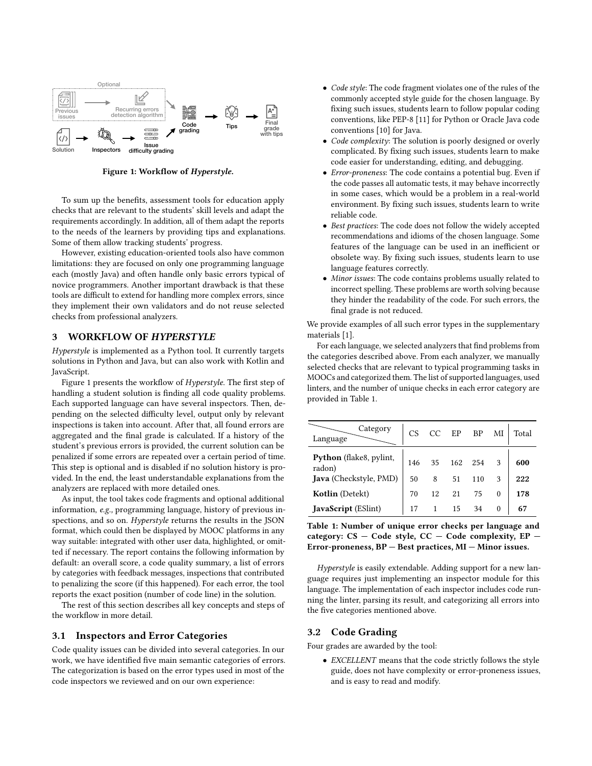Figure 1: Workflow of *Hyperstyle*.

To sum up the benefits, assessment tools for education apply checks that are relevant to the students' skill levels and adapt the requirements accordingly. In addition, all of them adapt the reports to the needs of the learners by providing tips and explanations. Some of them allow tracking students' progress.

However, existing education-oriented tools also have common limitations: they are focused on only one programming language each (mostly Java) and often handle only basic errors typical of novice programmers. Another important drawback is that these tools are difficult to extend for handling more complex errors, since they implement their own validators and do not reuse selected checks from professional analyzers.

## 3 WORKFLOW OF *HYPERSTYLE*

*Hyperstyle* is implemented as a Python tool. It currently targets solutions in Python and Java, but can also work with Kotlin and JavaScript.

Figure 1 presents the workflow of *Hyperstyle*. The first step of handling a student solution is finding all code quality problems. Each supported language can have several inspectors. Then, depending on the selected difficulty level, output only by relevant inspections is taken into account. After that, all found errors are aggregated and the final grade is calculated. If a history of the student's previous errors is provided, the current solution can be penalized if some errors are repeated over a certain period of time. This step is optional and is disabled if no solution history is provided. In the end, the least understandable explanations from the analyzers are replaced with more detailed ones.

As input, the tool takes code fragments and optional additional information, *e.g.,* programming language, history of previous inspections, and so on. *Hyperstyle* returns the results in the JSON format, which could then be displayed by MOOC platforms in any way suitable: integrated with other user data, highlighted, or omitted if necessary. The report contains the following information by default: an overall score, a code quality summary, a list of errors by categories with feedback messages, inspections that contributed to penalizing the score (if this happened). For each error, the tool reports the exact position (number of code line) in the solution.

The rest of this section describes all key concepts and steps of the workflow in more detail.

### 3.1 Inspectors and Error Categories

Code quality issues can be divided into several categories. In our work, we have identified five main semantic categories of errors. The categorization is based on the error types used in most of the code inspectors we reviewed and on our own experience:

- *Code style*: The code fragment violates one of the rules of the commonly accepted style guide for the chosen language. By fixing such issues, students learn to follow popular coding conventions, like PEP-8 [11] for Python or Oracle Java code conventions [10] for Java.
- *Code complexity*: The solution is poorly designed or overly complicated. By fixing such issues, students learn to make code easier for understanding, editing, and debugging.
- *Error-proneness*: The code contains a potential bug. Even if the code passes all automatic tests, it may behave incorrectly in some cases, which would be a problem in a real-world environment. By fixing such issues, students learn to write reliable code.
- *Best practices*: The code does not follow the widely accepted recommendations and idioms of the chosen language. Some features of the language can be used in an inefficient or obsolete way. By fixing such issues, students learn to use language features correctly.
- *Minor issues*: The code contains problems usually related to incorrect spelling. These problems are worth solving because they hinder the readability of the code. For such errors, the final grade is not reduced.

We provide examples of all such error types in the supplementary materials [1].

For each language, we selected analyzers that find problems from the categories described above. From each analyzer, we manually selected checks that are relevant to typical programming tasks in MOOCs and categorized them. The list of supported languages, used linters, and the number of unique checks in each error category are provided in Table 1.

| Language \ Category | CS | CC | EP | BP | MI | Total |
|---|---|---|---|---|---|---|
| **Python** (flake8, pylint, radon) | 146 | 35 | 162 | 254 | 3 | **600** |
| **Java** (Checkstyle, PMD) | 50 | 8 | 51 | 110 | 3 | **222** |
| **Kotlin** (Detekt) | 70 | 12 | 21 | 75 | 0 | **178** |
| **JavaScript** (ESlint) | 17 | 1 | 15 | 34 | 0 | **67** |

**Table 1: Number of unique error checks per language and category: CS — Code style, CC — Code complexity, EP — Error-proneness, BP — Best practices, MI — Minor issues.**

*Hyperstyle* is easily extendable. Adding support for a new language requires just implementing an inspector module for this language. The implementation of each inspector includes code running the linter, parsing its result, and categorizing all errors into the five categories mentioned above.

### 3.2 Code Grading

Four grades are awarded by the tool:

- *EXCELLENT* means that the code strictly follows the style guide, does not have complexity or error-proneness issues, and is easy to read and modify.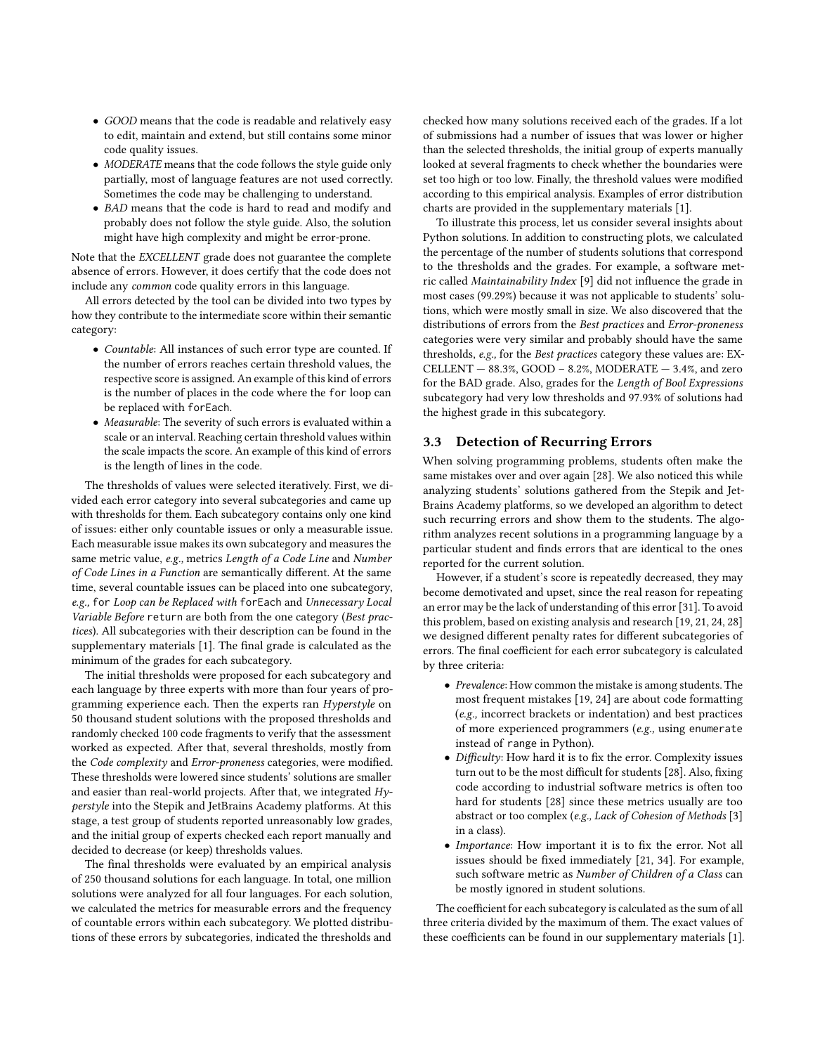- *GOOD* means that the code is readable and relatively easy to edit, maintain and extend, but still contains some minor code quality issues.
- *MODERATE* means that the code follows the style guide only partially, most of language features are not used correctly. Sometimes the code may be challenging to understand.
- *BAD* means that the code is hard to read and modify and probably does not follow the style guide. Also, the solution might have high complexity and might be error-prone.

Note that the *EXCELLENT* grade does not guarantee the complete absence of errors. However, it does certify that the code does not include any *common* code quality errors in this language.

All errors detected by the tool can be divided into two types by how they contribute to the intermediate score within their semantic category:

- *Countable*: All instances of such error type are counted. If the number of errors reaches certain threshold values, the respective score is assigned. An example of this kind of errors is the number of places in the code where the `for` loop can be replaced with `forEach`.
- *Measurable*: The severity of such errors is evaluated within a scale or an interval. Reaching certain threshold values within the scale impacts the score. An example of this kind of errors is the length of lines in the code.

The thresholds of values were selected iteratively. First, we divided each error category into several subcategories and came up with thresholds for them. Each subcategory contains only one kind of issues: either only countable issues or only a measurable issue. Each measurable issue makes its own subcategory and measures the same metric value, *e.g.*, metrics *Length of a Code Line* and *Number of Code Lines in a Function* are semantically different. At the same time, several countable issues can be placed into one subcategory, *e.g.*, `for` *Loop can be Replaced with* `forEach` and *Unnecessary Local Variable Before* `return` are both from the one category (*Best practices*). All subcategories with their description can be found in the supplementary materials [1]. The final grade is calculated as the minimum of the grades for each subcategory.

The initial thresholds were proposed for each subcategory and each language by three experts with more than four years of programming experience each. Then the experts ran *Hyperstyle* on 50 thousand student solutions with the proposed thresholds and randomly checked 100 code fragments to verify that the assessment worked as expected. After that, several thresholds, mostly from the *Code complexity* and *Error-proneness* categories, were modified. These thresholds were lowered since students' solutions are smaller and easier than real-world projects. After that, we integrated *Hyperstyle* into the Stepik and JetBrains Academy platforms. At this stage, a test group of students reported unreasonably low grades, and the initial group of experts checked each report manually and decided to decrease (or keep) thresholds values.

The final thresholds were evaluated by an empirical analysis of 250 thousand solutions for each language. In total, one million solutions were analyzed for all four languages. For each solution, we calculated the metrics for measurable errors and the frequency of countable errors within each subcategory. We plotted distributions of these errors by subcategories, indicated the thresholds and checked how many solutions received each of the grades. If a lot of submissions had a number of issues that was lower or higher than the selected thresholds, the initial group of experts manually looked at several fragments to check whether the boundaries were set too high or too low. Finally, the threshold values were modified according to this empirical analysis. Examples of error distribution charts are provided in the supplementary materials [1].

To illustrate this process, let us consider several insights about Python solutions. In addition to constructing plots, we calculated the percentage of the number of students solutions that correspond to the thresholds and the grades. For example, a software metric called *Maintainability Index* [9] did not influence the grade in most cases (99.29%) because it was not applicable to students' solutions, which were mostly small in size. We also discovered that the distributions of errors from the *Best practices* and *Error-proneness* categories were very similar and probably should have the same thresholds, *e.g.*, for the *Best practices* category these values are: EXCELLENT — 88.3%, GOOD – 8.2%, MODERATE — 3.4%, and zero for the BAD grade. Also, grades for the *Length of Bool Expressions* subcategory had very low thresholds and 97.93% of solutions had the highest grade in this subcategory.

### 3.3 Detection of Recurring Errors

When solving programming problems, students often make the same mistakes over and over again [28]. We also noticed this while analyzing students' solutions gathered from the Stepik and JetBrains Academy platforms, so we developed an algorithm to detect such recurring errors and show them to the students. The algorithm analyzes recent solutions in a programming language by a particular student and finds errors that are identical to the ones reported for the current solution.

However, if a student's score is repeatedly decreased, they may become demotivated and upset, since the real reason for repeating an error may be the lack of understanding of this error [31]. To avoid this problem, based on existing analysis and research [19, 21, 24, 28] we designed different penalty rates for different subcategories of errors. The final coefficient for each error subcategory is calculated by three criteria:

- *Prevalence*: How common the mistake is among students. The most frequent mistakes [19, 24] are about code formatting (*e.g.*, incorrect brackets or indentation) and best practices of more experienced programmers (*e.g.*, using `enumerate` instead of `range` in Python).
- *Difficulty*: How hard it is to fix the error. Complexity issues turn out to be the most difficult for students [28]. Also, fixing code according to industrial software metrics is often too hard for students [28] since these metrics usually are too abstract or too complex (*e.g.*, *Lack of Cohesion of Methods* [3] in a class).
- *Importance*: How important it is to fix the error. Not all issues should be fixed immediately [21, 34]. For example, such software metric as *Number of Children of a Class* can be mostly ignored in student solutions.

The coefficient for each subcategory is calculated as the sum of all three criteria divided by the maximum of them. The exact values of these coefficients can be found in our supplementary materials [1].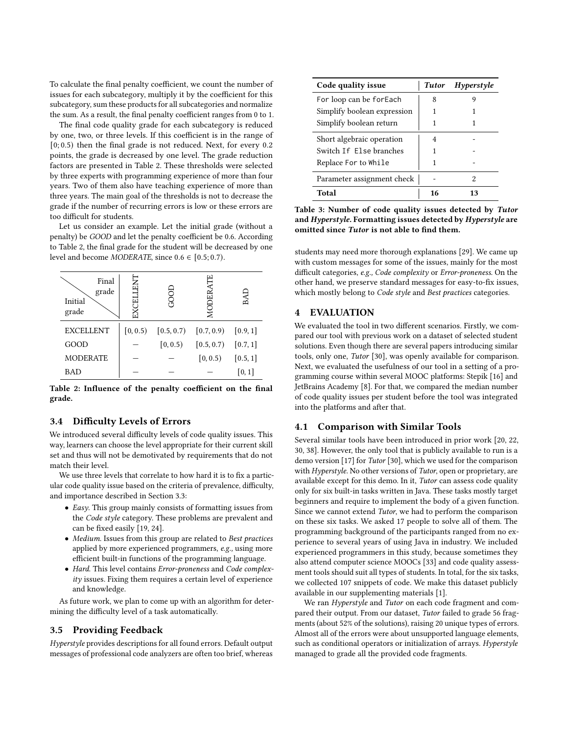To calculate the final penalty coefficient, we count the number of issues for each subcategory, multiply it by the coefficient for this subcategory, sum these products for all subcategories and normalize the sum. As a result, the final penalty coefficient ranges from 0 to 1.

The final code quality grade for each subcategory is reduced by one, two, or three levels. If this coefficient is in the range of $[0; 0.5)$ then the final grade is not reduced. Next, for every 0.2 points, the grade is decreased by one level. The grade reduction factors are presented in Table 2. These thresholds were selected by three experts with programming experience of more than four years. Two of them also have teaching experience of more than three years. The main goal of the thresholds is not to decrease the grade if the number of recurring errors is low or these errors are too difficult for students.

Let us consider an example. Let the initial grade (without a penalty) be *GOOD* and let the penalty coefficient be 0.6. According to Table 2, the final grade for the student will be decreased by one level and become *MODERATE*, since $0.6 \in [0.5; 0.7)$.

| Initial grade \ Final grade | EXCELLENT | GOOD | MODERATE | BAD |
|---|---|---|---|---|
| EXCELLENT | $[0, 0.5)$ | $[0.5, 0.7)$ | $[0.7, 0.9)$ | $[0.9, 1]$ |
| GOOD | — | $[0, 0.5)$ | $[0.5, 0.7)$ | $[0.7, 1]$ |
| MODERATE | — | — | $[0, 0.5)$ | $[0.5, 1]$ |
| BAD | — | — | — | $[0, 1]$ |

**Table 2: Influence of the penalty coefficient on the final grade.**

### 3.4 Difficulty Levels of Errors

We introduced several difficulty levels of code quality issues. This way, learners can choose the level appropriate for their current skill set and thus will not be demotivated by requirements that do not match their level.

We use three levels that correlate to how hard it is to fix a particular code quality issue based on the criteria of prevalence, difficulty, and importance described in Section 3.3:

- *Easy*. This group mainly consists of formatting issues from the *Code style* category. These problems are prevalent and can be fixed easily [19, 24].
- *Medium*. Issues from this group are related to *Best practices* applied by more experienced programmers, *e.g.*, using more efficient built-in functions of the programming language.
- *Hard*. This level contains *Error-proneness* and *Code complexity* issues. Fixing them requires a certain level of experience and knowledge.

As future work, we plan to come up with an algorithm for determining the difficulty level of a task automatically.

### 3.5 Providing Feedback

*Hyperstyle* provides descriptions for all found errors. Default output messages of professional code analyzers are often too brief, whereas students may need more thorough explanations [29]. We came up with custom messages for some of the issues, mainly for the most difficult categories, *e.g., Code complexity* or *Error-proneness*. On the other hand, we preserve standard messages for easy-to-fix issues, which mostly belong to *Code style* and *Best practices* categories.

| Code quality issue | *Tutor* | *Hyperstyle* |
|---|---|---|
| `For` loop can be `forEach` | 8 | 9 |
| Simplify boolean expression | 1 | 1 |
| Simplify boolean return | 1 | 1 |
| Short algebraic operation | 4 | - |
| Switch `If Else` branches | 1 | - |
| Replace `For` to `While` | 1 | - |
| Parameter assignment check | - | 2 |
| **Total** | **16** | **13** |

**Table 3: Number of code quality issues detected by *Tutor* and *Hyperstyle*. Formatting issues detected by *Hyperstyle* are omitted since *Tutor* is not able to find them.**

## 4 EVALUATION

We evaluated the tool in two different scenarios. Firstly, we compared our tool with previous work on a dataset of selected student solutions. Even though there are several papers introducing similar tools, only one, *Tutor* [30], was openly available for comparison. Next, we evaluated the usefulness of our tool in a setting of a programming course within several MOOC platforms: Stepik [16] and JetBrains Academy [8]. For that, we compared the median number of code quality issues per student before the tool was integrated into the platforms and after that.

### 4.1 Comparison with Similar Tools

Several similar tools have been introduced in prior work [20, 22, 30, 38]. However, the only tool that is publicly available to run is a demo version [17] for *Tutor* [30], which we used for the comparison with *Hyperstyle*. No other versions of *Tutor*, open or proprietary, are available except for this demo. In it, *Tutor* can assess code quality only for six built-in tasks written in Java. These tasks mostly target beginners and require to implement the body of a given function. Since we cannot extend *Tutor*, we had to perform the comparison on these six tasks. We asked 17 people to solve all of them. The programming background of the participants ranged from no experience to several years of using Java in industry. We included experienced programmers in this study, because sometimes they also attend computer science MOOCs [33] and code quality assessment tools should suit all types of students. In total, for the six tasks, we collected 107 snippets of code. We make this dataset publicly available in our supplementing materials [1].

We ran *Hyperstyle* and *Tutor* on each code fragment and compared their output. From our dataset, *Tutor* failed to grade 56 fragments (about 52% of the solutions), raising 20 unique types of errors. Almost all of the errors were about unsupported language elements, such as conditional operators or initialization of arrays. *Hyperstyle* managed to grade all the provided code fragments.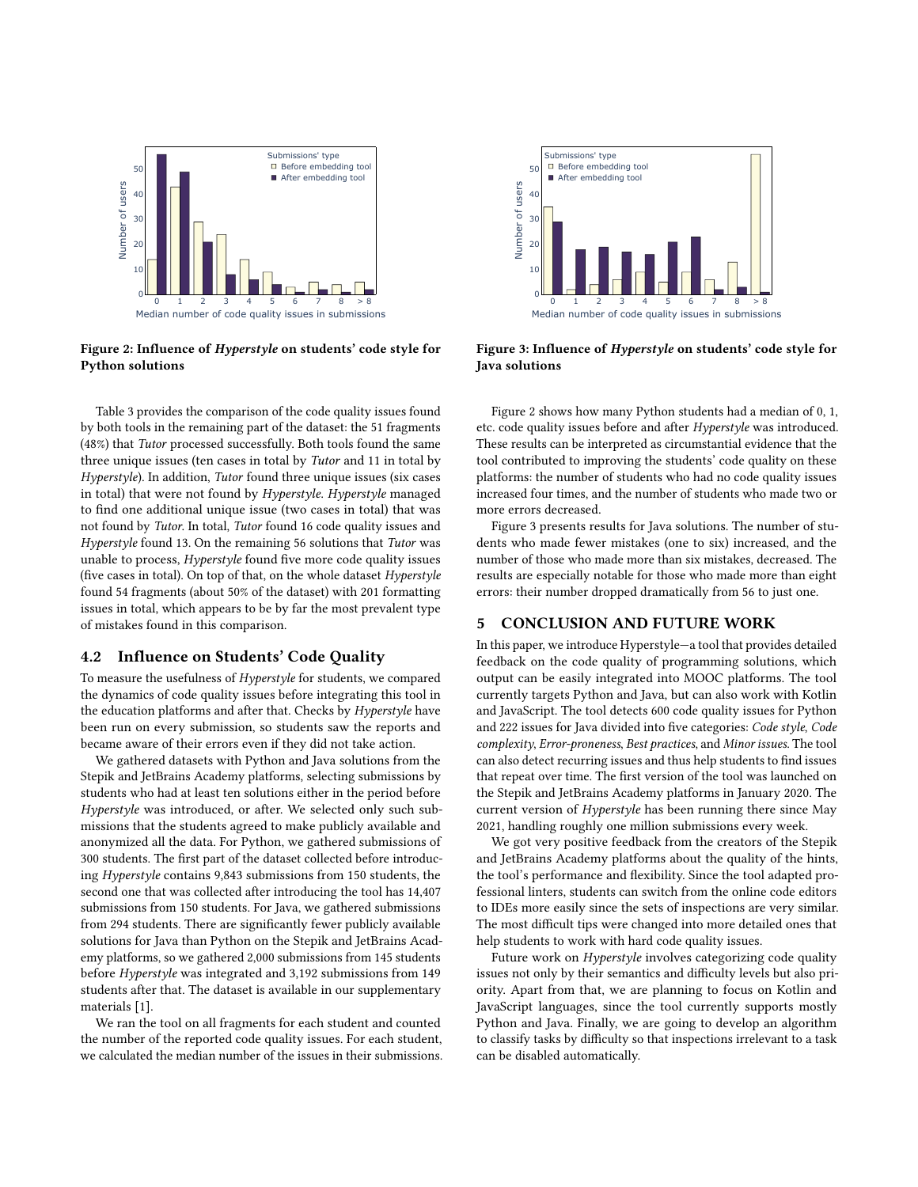Figure 2: Influence of *Hyperstyle* on students' code style for Python solutions

Figure 3: Influence of *Hyperstyle* on students' code style for Java solutions

Table 3 provides the comparison of the code quality issues found by both tools in the remaining part of the dataset: the 51 fragments (48%) that *Tutor* processed successfully. Both tools found the same three unique issues (ten cases in total by *Tutor* and 11 in total by *Hyperstyle*). In addition, *Tutor* found three unique issues (six cases in total) that were not found by *Hyperstyle*. *Hyperstyle* managed to find one additional unique issue (two cases in total) that was not found by *Tutor*. In total, *Tutor* found 16 code quality issues and *Hyperstyle* found 13. On the remaining 56 solutions that *Tutor* was unable to process, *Hyperstyle* found five more code quality issues (five cases in total). On top of that, on the whole dataset *Hyperstyle* found 54 fragments (about 50% of the dataset) with 201 formatting issues in total, which appears to be by far the most prevalent type of mistakes found in this comparison.

## 4.2 Influence on Students' Code Quality

To measure the usefulness of *Hyperstyle* for students, we compared the dynamics of code quality issues before integrating this tool in the education platforms and after that. Checks by *Hyperstyle* have been run on every submission, so students saw the reports and became aware of their errors even if they did not take action.

We gathered datasets with Python and Java solutions from the Stepik and JetBrains Academy platforms, selecting submissions by students who had at least ten solutions either in the period before *Hyperstyle* was introduced, or after. We selected only such submissions that the students agreed to make publicly available and anonymized all the data. For Python, we gathered submissions of 300 students. The first part of the dataset collected before introducing *Hyperstyle* contains 9,843 submissions from 150 students, the second one that was collected after introducing the tool has 14,407 submissions from 150 students. For Java, we gathered submissions from 294 students. There are significantly fewer publicly available solutions for Java than Python on the Stepik and JetBrains Academy platforms, so we gathered 2,000 submissions from 145 students before *Hyperstyle* was integrated and 3,192 submissions from 149 students after that. The dataset is available in our supplementary materials [1].

We ran the tool on all fragments for each student and counted the number of the reported code quality issues. For each student, we calculated the median number of the issues in their submissions.

Figure 2 shows how many Python students had a median of 0, 1, etc. code quality issues before and after *Hyperstyle* was introduced. These results can be interpreted as circumstantial evidence that the tool contributed to improving the students' code quality on these platforms: the number of students who had no code quality issues increased four times, and the number of students who made two or more errors decreased.

Figure 3 presents results for Java solutions. The number of students who made fewer mistakes (one to six) increased, and the number of those who made more than six mistakes, decreased. The results are especially notable for those who made more than eight errors: their number dropped dramatically from 56 to just one.

# 5 CONCLUSION AND FUTURE WORK

In this paper, we introduce Hyperstyle—a tool that provides detailed feedback on the code quality of programming solutions, which output can be easily integrated into MOOC platforms. The tool currently targets Python and Java, but can also work with Kotlin and JavaScript. The tool detects 600 code quality issues for Python and 222 issues for Java divided into five categories: *Code style*, *Code complexity*, *Error-proneness*, *Best practices*, and *Minor issues*. The tool can also detect recurring issues and thus help students to find issues that repeat over time. The first version of the tool was launched on the Stepik and JetBrains Academy platforms in January 2020. The current version of *Hyperstyle* has been running there since May 2021, handling roughly one million submissions every week.

We got very positive feedback from the creators of the Stepik and JetBrains Academy platforms about the quality of the hints, the tool's performance and flexibility. Since the tool adapted professional linters, students can switch from the online code editors to IDEs more easily since the sets of inspections are very similar. The most difficult tips were changed into more detailed ones that help students to work with hard code quality issues.

Future work on *Hyperstyle* involves categorizing code quality issues not only by their semantics and difficulty levels but also priority. Apart from that, we are planning to focus on Kotlin and JavaScript languages, since the tool currently supports mostly Python and Java. Finally, we are going to develop an algorithm to classify tasks by difficulty so that inspections irrelevant to a task can be disabled automatically.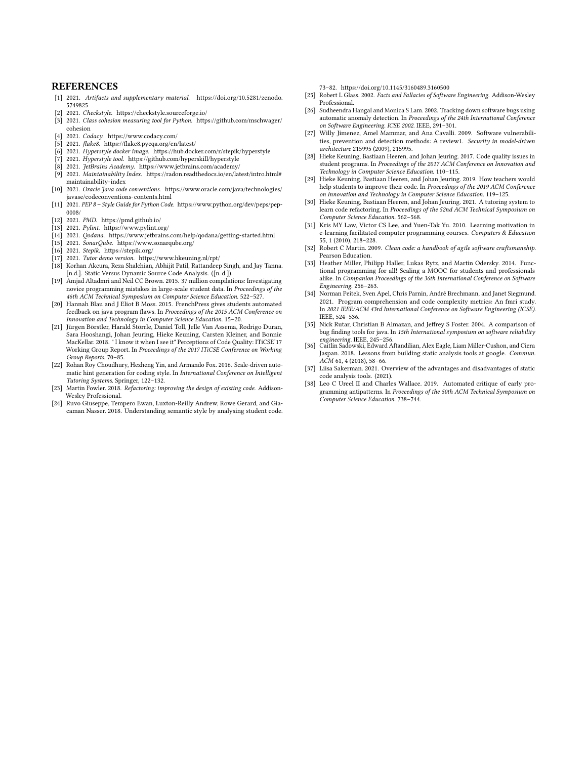## REFERENCES

[1] 2021. *Artifacts and supplementary material.* https://doi.org/10.5281/zenodo.5749825

[2] 2021. *Checkstyle.* https://checkstyle.sourceforge.io/

[3] 2021. *Class cohesion measuring tool for Python.* https://github.com/mschwager/cohesion

[4] 2021. *Codacy.* https://www.codacy.com/

[5] 2021. *flake8.* https://flake8.pycqa.org/en/latest/

[6] 2021. *Hyperstyle docker image.* https://hub.docker.com/r/stepik/hyperstyle

[7] 2021. *Hyperstyle tool.* https://github.com/hyperskill/hyperstyle

[8] 2021. *JetBrains Academy.* https://www.jetbrains.com/academy/

[9] 2021. *Maintainability Index.* https://radon.readthedocs.io/en/latest/intro.html#maintainability-index

[10] 2021. *Oracle Java code conventions.* https://www.oracle.com/java/technologies/javase/codeconventions-contents.html

[11] 2021. *PEP 8 – Style Guide for Python Code.* https://www.python.org/dev/peps/pep-0008/

[12] 2021. *PMD.* https://pmd.github.io/

[13] 2021. *Pylint.* https://www.pylint.org/

[14] 2021. *Qodana.* https://www.jetbrains.com/help/qodana/getting-started.html

[15] 2021. *SonarQube.* https://www.sonarqube.org/

[16] 2021. *Stepik.* https://stepik.org/

[17] 2021. *Tutor demo version.* https://www.hkeuning.nl/rpt/

[18] Korhan Akcura, Reza Shalchian, Abhijit Patil, Rattandeep Singh, and Jay Tanna. [n.d.]. Static Versus Dynamic Source Code Analysis. ([n. d.]).

[19] Amjad Altadmri and Neil CC Brown. 2015. 37 million compilations: Investigating novice programming mistakes in large-scale student data. In *Proceedings of the 46th ACM Technical Symposium on Computer Science Education.* 522–527.

[20] Hannah Blau and J Eliot B Moss. 2015. FrenchPress gives students automated feedback on java program flaws. In *Proceedings of the 2015 ACM Conference on Innovation and Technology in Computer Science Education.* 15–20.

[21] Jürgen Börstler, Harald Störrle, Daniel Toll, Jelle Van Assema, Rodrigo Duran, Sara Hooshangi, Johan Jeuring, Hieke Keuning, Carsten Kleiner, and Bonnie MacKellar. 2018. " I know it when I see it" Perceptions of Code Quality: ITiCSE'17 Working Group Report. In *Proceedings of the 2017 ITiCSE Conference on Working Group Reports.* 70–85.

[22] Rohan Roy Choudhury, Hezheng Yin, and Armando Fox. 2016. Scale-driven automatic hint generation for coding style. In *International Conference on Intelligent Tutoring Systems.* Springer, 122–132.

[23] Martin Fowler. 2018. *Refactoring: improving the design of existing code.* Addison-Wesley Professional.

[24] Ruvo Giuseppe, Tempero Ewan, Luxton-Reilly Andrew, Rowe Gerard, and Giacaman Nasser. 2018. Understanding semantic style by analysing student code. 73–82. https://doi.org/10.1145/3160489.3160500

[25] Robert L Glass. 2002. *Facts and Fallacies of Software Engineering.* Addison-Wesley Professional.

[26] Sudheendra Hangal and Monica S Lam. 2002. Tracking down software bugs using automatic anomaly detection. In *Proceedings of the 24th International Conference on Software Engineering. ICSE 2002.* IEEE, 291–301.

[27] Willy Jimenez, Amel Mammar, and Ana Cavalli. 2009. Software vulnerabilities, prevention and detection methods: A review1. *Security in model-driven architecture* 215995 (2009), 215995.

[28] Hieke Keuning, Bastiaan Heeren, and Johan Jeuring. 2017. Code quality issues in student programs. In *Proceedings of the 2017 ACM Conference on Innovation and Technology in Computer Science Education.* 110–115.

[29] Hieke Keuning, Bastiaan Heeren, and Johan Jeuring. 2019. How teachers would help students to improve their code. In *Proceedings of the 2019 ACM Conference on Innovation and Technology in Computer Science Education.* 119–125.

[30] Hieke Keuning, Bastiaan Heeren, and Johan Jeuring. 2021. A tutoring system to learn code refactoring. In *Proceedings of the 52nd ACM Technical Symposium on Computer Science Education.* 562–568.

[31] Kris MY Law, Victor CS Lee, and Yuen-Tak Yu. 2010. Learning motivation in e-learning facilitated computer programming courses. *Computers & Education* 55, 1 (2010), 218–228.

[32] Robert C Martin. 2009. *Clean code: a handbook of agile software craftsmanship.* Pearson Education.

[33] Heather Miller, Philipp Haller, Lukas Rytz, and Martin Odersky. 2014. Functional programming for all! Scaling a MOOC for students and professionals alike. In *Companion Proceedings of the 36th International Conference on Software Engineering.* 256–263.

[34] Norman Peitek, Sven Apel, Chris Parnin, André Brechmann, and Janet Siegmund. 2021. Program comprehension and code complexity metrics: An fmri study. In *2021 IEEE/ACM 43rd International Conference on Software Engineering (ICSE).* IEEE, 524–536.

[35] Nick Rutar, Christian B Almazan, and Jeffrey S Foster. 2004. A comparison of bug finding tools for java. In *15th International symposium on software reliability engineering.* IEEE, 245–256.

[36] Caitlin Sadowski, Edward Aftandilian, Alex Eagle, Liam Miller-Cushon, and Ciera Jaspan. 2018. Lessons from building static analysis tools at google. *Commun. ACM* 61, 4 (2018), 58–66.

[37] Liisa Sakerman. 2021. Overview of the advantages and disadvantages of static code analysis tools. (2021).

[38] Leo C Ureel II and Charles Wallace. 2019. Automated critique of early programming antipatterns. In *Proceedings of the 50th ACM Technical Symposium on Computer Science Education.* 738–744.